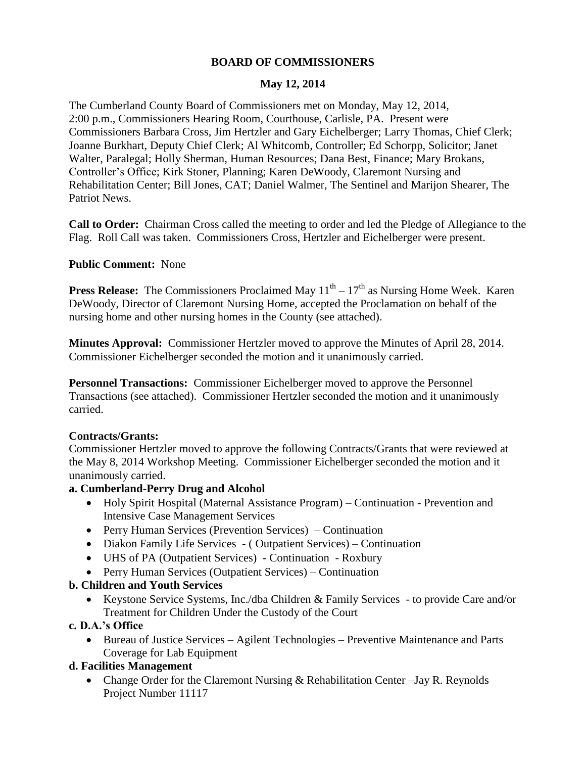# BOARD OF COMMISSIONERS

## May 12, 2014

The Cumberland County Board of Commissioners met on Monday, May 12, 2014, 2:00 p.m., Commissioners Hearing Room, Courthouse, Carlisle, PA. Present were Commissioners Barbara Cross, Jim Hertzler and Gary Eichelberger; Larry Thomas, Chief Clerk; Joanne Burkhart, Deputy Chief Clerk; Al Whitcomb, Controller; Ed Schorpp, Solicitor; Janet Walter, Paralegal; Holly Sherman, Human Resources; Dana Best, Finance; Mary Brokans, Controller's Office; Kirk Stoner, Planning; Karen DeWoody, Claremont Nursing and Rehabilitation Center; Bill Jones, CAT; Daniel Walmer, The Sentinel and Marijon Shearer, The Patriot News.

**Call to Order:** Chairman Cross called the meeting to order and led the Pledge of Allegiance to the Flag. Roll Call was taken. Commissioners Cross, Hertzler and Eichelberger were present.

**Public Comment:** None

**Press Release:** The Commissioners Proclaimed May 11th – 17th as Nursing Home Week. Karen DeWoody, Director of Claremont Nursing Home, accepted the Proclamation on behalf of the nursing home and other nursing homes in the County (see attached).

**Minutes Approval:** Commissioner Hertzler moved to approve the Minutes of April 28, 2014. Commissioner Eichelberger seconded the motion and it unanimously carried.

**Personnel Transactions:** Commissioner Eichelberger moved to approve the Personnel Transactions (see attached). Commissioner Hertzler seconded the motion and it unanimously carried.

**Contracts/Grants:**
Commissioner Hertzler moved to approve the following Contracts/Grants that were reviewed at the May 8, 2014 Workshop Meeting. Commissioner Eichelberger seconded the motion and it unanimously carried.

**a. Cumberland-Perry Drug and Alcohol**

- Holy Spirit Hospital (Maternal Assistance Program) – Continuation - Prevention and Intensive Case Management Services
- Perry Human Services (Prevention Services) – Continuation
- Diakon Family Life Services - ( Outpatient Services) – Continuation
- UHS of PA (Outpatient Services) - Continuation - Roxbury
- Perry Human Services (Outpatient Services) – Continuation

**b. Children and Youth Services**

- Keystone Service Systems, Inc./dba Children & Family Services - to provide Care and/or Treatment for Children Under the Custody of the Court

**c. D.A.'s Office**

- Bureau of Justice Services – Agilent Technologies – Preventive Maintenance and Parts Coverage for Lab Equipment

**d. Facilities Management**

- Change Order for the Claremont Nursing & Rehabilitation Center –Jay R. Reynolds Project Number 11117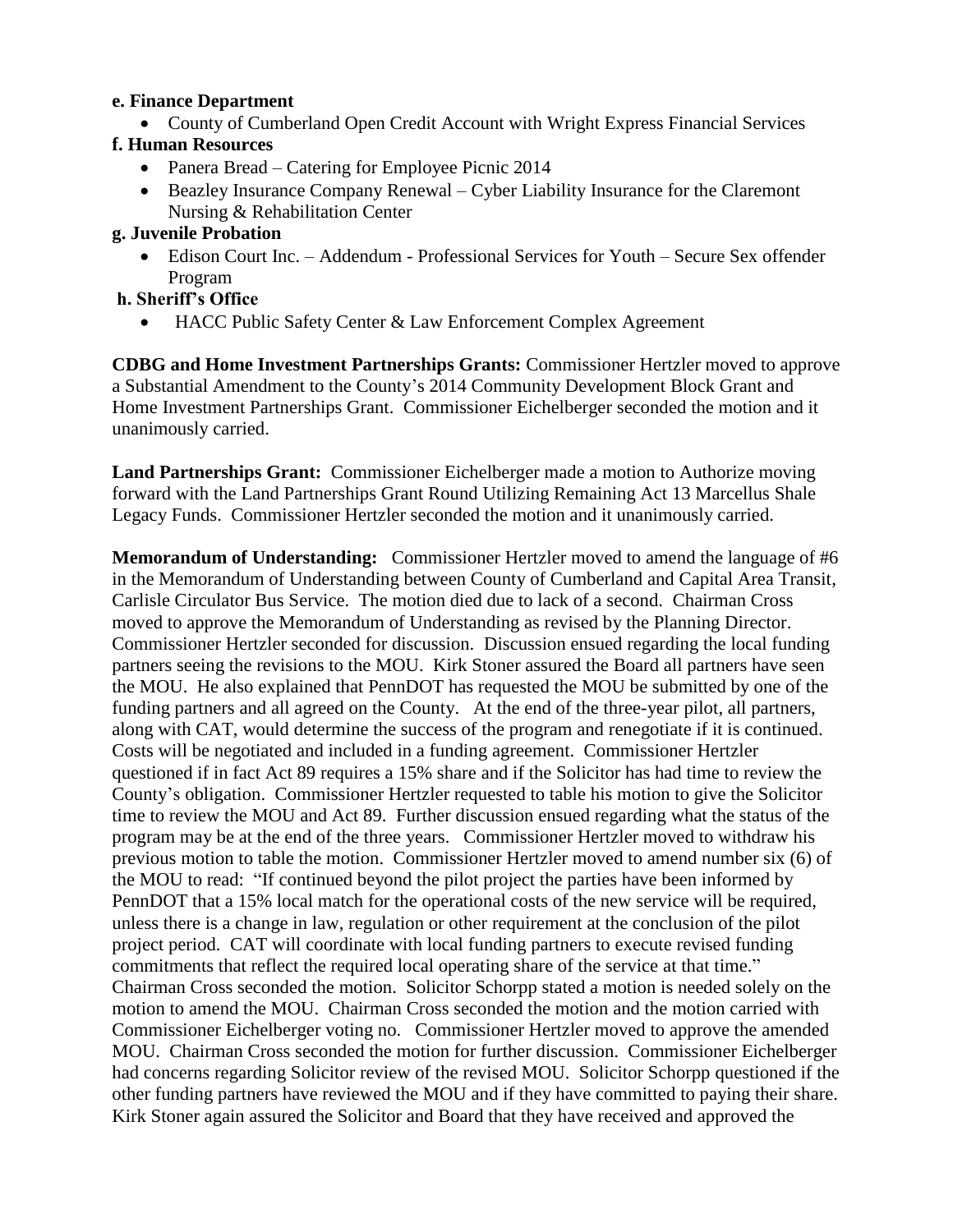**e. Finance Department**

- County of Cumberland Open Credit Account with Wright Express Financial Services

**f. Human Resources**

- Panera Bread – Catering for Employee Picnic 2014
- Beazley Insurance Company Renewal – Cyber Liability Insurance for the Claremont Nursing & Rehabilitation Center

**g. Juvenile Probation**

- Edison Court Inc. – Addendum - Professional Services for Youth – Secure Sex offender Program

**h. Sheriff's Office**

- HACC Public Safety Center & Law Enforcement Complex Agreement

**CDBG and Home Investment Partnerships Grants:** Commissioner Hertzler moved to approve a Substantial Amendment to the County's 2014 Community Development Block Grant and Home Investment Partnerships Grant. Commissioner Eichelberger seconded the motion and it unanimously carried.

**Land Partnerships Grant:** Commissioner Eichelberger made a motion to Authorize moving forward with the Land Partnerships Grant Round Utilizing Remaining Act 13 Marcellus Shale Legacy Funds. Commissioner Hertzler seconded the motion and it unanimously carried.

**Memorandum of Understanding:** Commissioner Hertzler moved to amend the language of #6 in the Memorandum of Understanding between County of Cumberland and Capital Area Transit, Carlisle Circulator Bus Service. The motion died due to lack of a second. Chairman Cross moved to approve the Memorandum of Understanding as revised by the Planning Director. Commissioner Hertzler seconded for discussion. Discussion ensued regarding the local funding partners seeing the revisions to the MOU. Kirk Stoner assured the Board all partners have seen the MOU. He also explained that PennDOT has requested the MOU be submitted by one of the funding partners and all agreed on the County. At the end of the three-year pilot, all partners, along with CAT, would determine the success of the program and renegotiate if it is continued. Costs will be negotiated and included in a funding agreement. Commissioner Hertzler questioned if in fact Act 89 requires a 15% share and if the Solicitor has had time to review the County's obligation. Commissioner Hertzler requested to table his motion to give the Solicitor time to review the MOU and Act 89. Further discussion ensued regarding what the status of the program may be at the end of the three years. Commissioner Hertzler moved to withdraw his previous motion to table the motion. Commissioner Hertzler moved to amend number six (6) of the MOU to read: "If continued beyond the pilot project the parties have been informed by PennDOT that a 15% local match for the operational costs of the new service will be required, unless there is a change in law, regulation or other requirement at the conclusion of the pilot project period. CAT will coordinate with local funding partners to execute revised funding commitments that reflect the required local operating share of the service at that time." Chairman Cross seconded the motion. Solicitor Schorpp stated a motion is needed solely on the motion to amend the MOU. Chairman Cross seconded the motion and the motion carried with Commissioner Eichelberger voting no. Commissioner Hertzler moved to approve the amended MOU. Chairman Cross seconded the motion for further discussion. Commissioner Eichelberger had concerns regarding Solicitor review of the revised MOU. Solicitor Schorpp questioned if the other funding partners have reviewed the MOU and if they have committed to paying their share. Kirk Stoner again assured the Solicitor and Board that they have received and approved the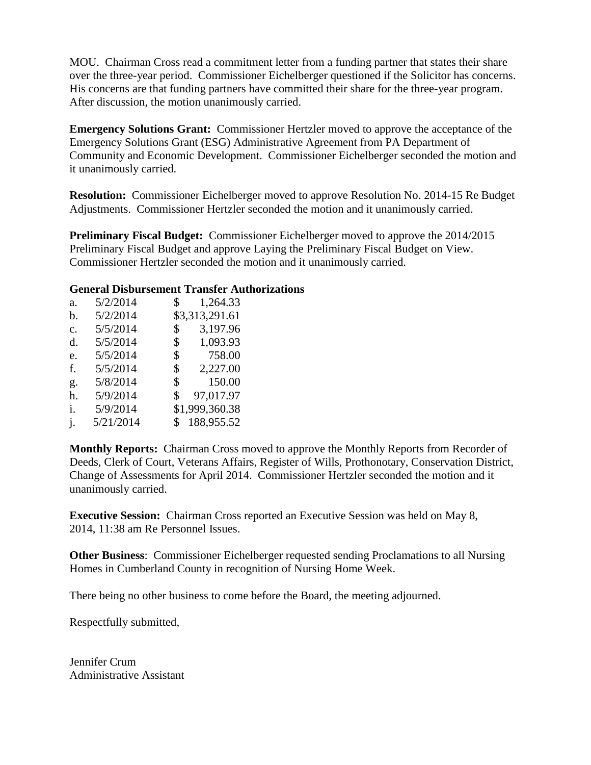MOU. Chairman Cross read a commitment letter from a funding partner that states their share over the three-year period. Commissioner Eichelberger questioned if the Solicitor has concerns. His concerns are that funding partners have committed their share for the three-year program. After discussion, the motion unanimously carried.

**Emergency Solutions Grant:** Commissioner Hertzler moved to approve the acceptance of the Emergency Solutions Grant (ESG) Administrative Agreement from PA Department of Community and Economic Development. Commissioner Eichelberger seconded the motion and it unanimously carried.

**Resolution:** Commissioner Eichelberger moved to approve Resolution No. 2014-15 Re Budget Adjustments. Commissioner Hertzler seconded the motion and it unanimously carried.

**Preliminary Fiscal Budget:** Commissioner Eichelberger moved to approve the 2014/2015 Preliminary Fiscal Budget and approve Laying the Preliminary Fiscal Budget on View. Commissioner Hertzler seconded the motion and it unanimously carried.

**General Disbursement Transfer Authorizations**

| | | |
|---|---|---|
| a. | 5/2/2014 | $ 1,264.33 |
| b. | 5/2/2014 | $3,313,291.61 |
| c. | 5/5/2014 | $ 3,197.96 |
| d. | 5/5/2014 | $ 1,093.93 |
| e. | 5/5/2014 | $ 758.00 |
| f. | 5/5/2014 | $ 2,227.00 |
| g. | 5/8/2014 | $ 150.00 |
| h. | 5/9/2014 | $ 97,017.97 |
| i. | 5/9/2014 | $1,999,360.38 |
| j. | 5/21/2014 | $ 188,955.52 |

**Monthly Reports:** Chairman Cross moved to approve the Monthly Reports from Recorder of Deeds, Clerk of Court, Veterans Affairs, Register of Wills, Prothonotary, Conservation District, Change of Assessments for April 2014. Commissioner Hertzler seconded the motion and it unanimously carried.

**Executive Session:** Chairman Cross reported an Executive Session was held on May 8, 2014, 11:38 am Re Personnel Issues.

**Other Business**: Commissioner Eichelberger requested sending Proclamations to all Nursing Homes in Cumberland County in recognition of Nursing Home Week.

There being no other business to come before the Board, the meeting adjourned.

Respectfully submitted,

Jennifer Crum
Administrative Assistant